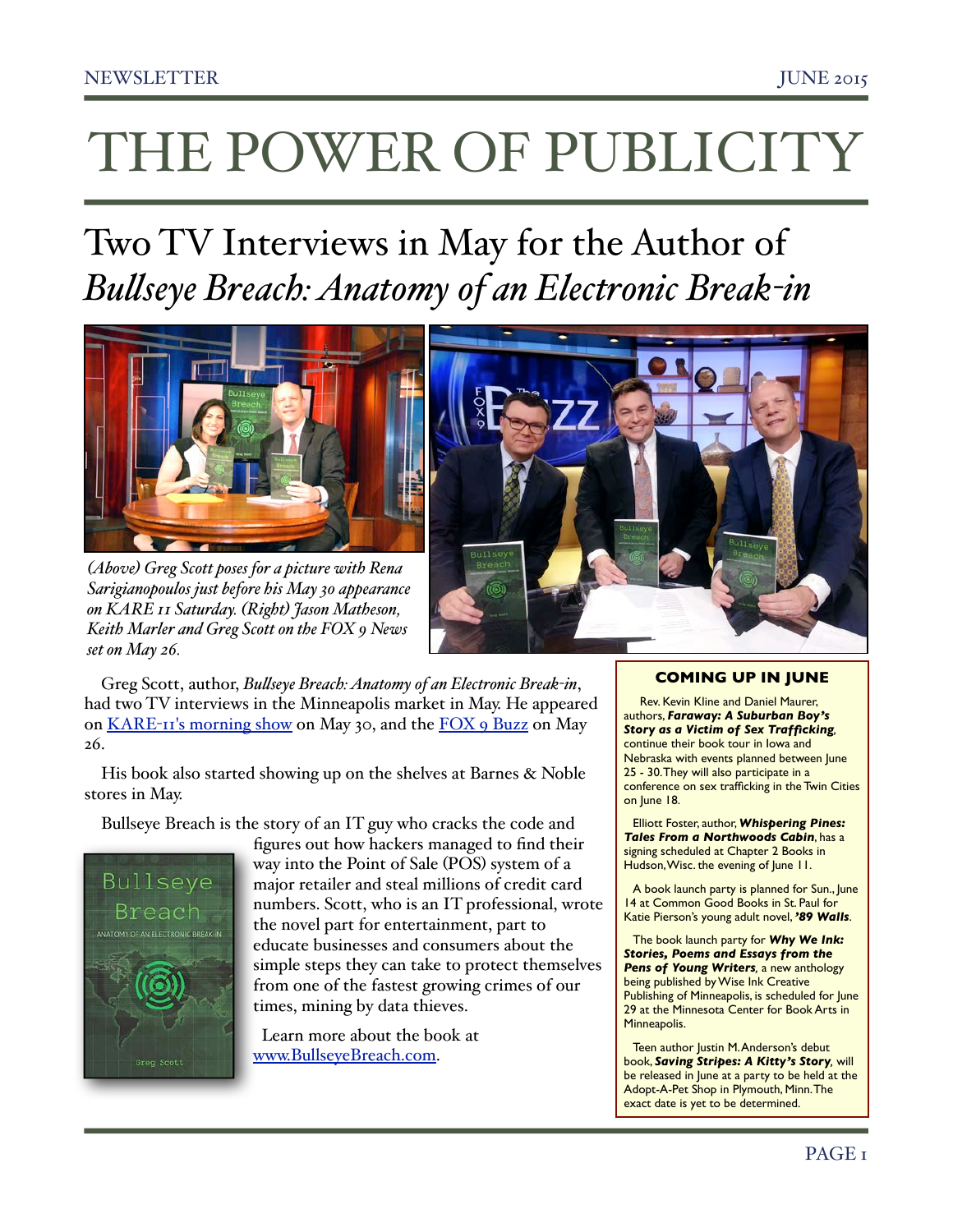# THE POWER OF PUBLICITY

## Two TV Interviews in May for the Author of *Bullseye Breach: Anatomy of an Electronic Break-in*

*(Above) Greg Scott poses for a picture with Rena Sarigianopoulos just before his May 30 appearance on KARE 11 Saturday. (Right) Jason Matheson, Keith Marler and Greg Scott on the FOX 9 News set on May 26.*

Greg Scott, author, *Bullseye Breach: Anatomy of an Electronic Break-in*, had two TV interviews in the Minneapolis market in May. He appeared on KARE-11's morning show on May 30, and the FOX 9 Buzz on May 26.

His book also started showing up on the shelves at Barnes & Noble stores in May.

Bullseye Breach is the story of an IT guy who cracks the code and figures out how hackers managed to find their way into the Point of Sale (POS) system of a major retailer and steal millions of credit card numbers. Scott, who is an IT professional, wrote the novel part for entertainment, part to educate businesses and consumers about the simple steps they can take to protect themselves from one of the fastest growing crimes of our times, mining by data thieves.

Learn more about the book at www.BullseyeBreach.com.

### COMING UP IN JUNE

Rev. Kevin Kline and Daniel Maurer, authors, ***Faraway: A Suburban Boy's Story as a Victim of Sex Trafficking***, continue their book tour in Iowa and Nebraska with events planned between June 25 - 30. They will also participate in a conference on sex trafficking in the Twin Cities on June 18.

Elliott Foster, author, ***Whispering Pines: Tales From a Northwoods Cabin***, has a signing scheduled at Chapter 2 Books in Hudson, Wisc. the evening of June 11.

A book launch party is planned for Sun., June 14 at Common Good Books in St. Paul for Katie Pierson's young adult novel, ***'89 Walls***.

The book launch party for ***Why We Ink: Stories, Poems and Essays from the Pens of Young Writers***, a new anthology being published by Wise Ink Creative Publishing of Minneapolis, is scheduled for June 29 at the Minnesota Center for Book Arts in Minneapolis.

Teen author Justin M. Anderson's debut book, ***Saving Stripes: A Kitty's Story***, will be released in June at a party to be held at the Adopt-A-Pet Shop in Plymouth, Minn. The exact date is yet to be determined.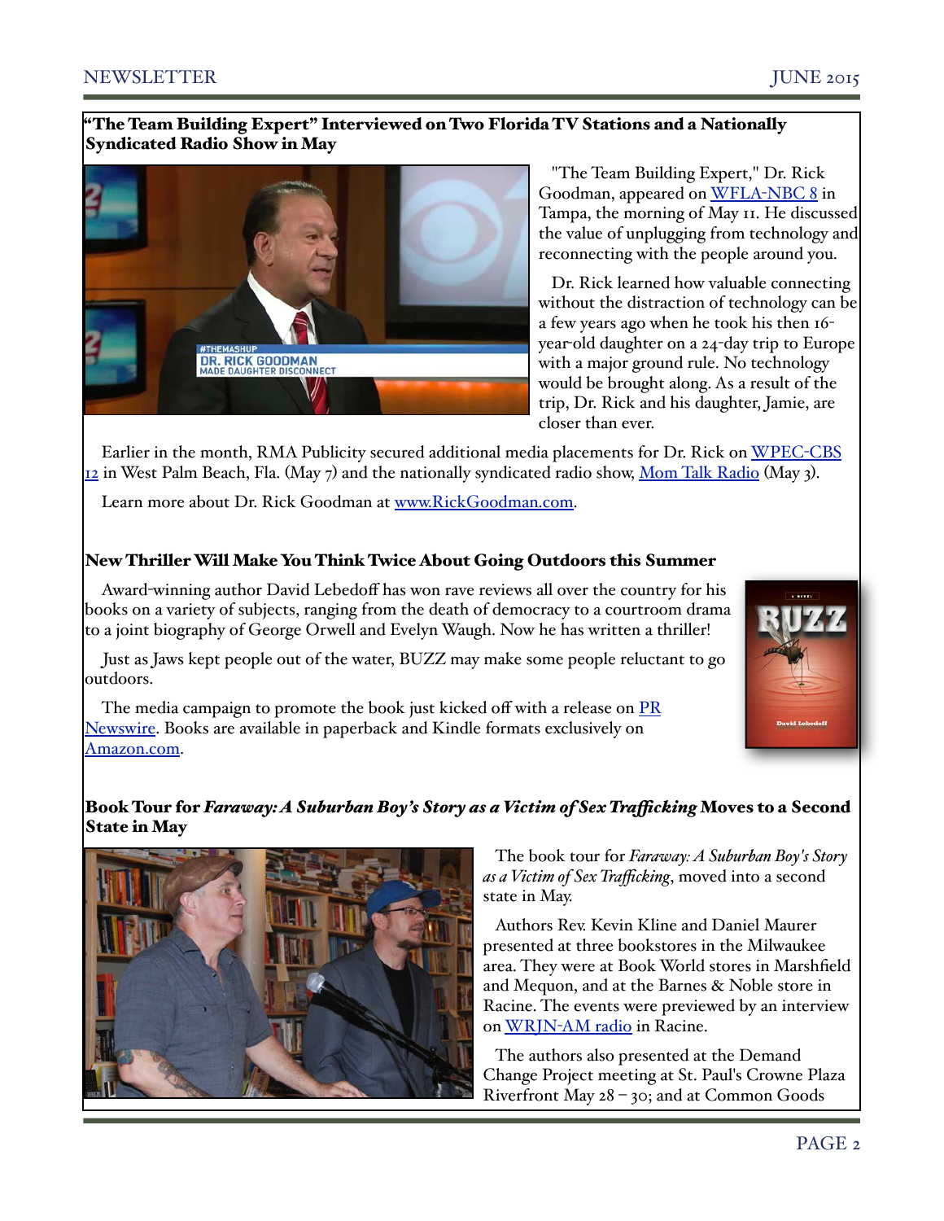## "The Team Building Expert" Interviewed on Two Florida TV Stations and a Nationally Syndicated Radio Show in May

"The Team Building Expert," Dr. Rick Goodman, appeared on WFLA-NBC 8 in Tampa, the morning of May 11. He discussed the value of unplugging from technology and reconnecting with the people around you.

Dr. Rick learned how valuable connecting without the distraction of technology can be a few years ago when he took his then 16-year-old daughter on a 24-day trip to Europe with a major ground rule. No technology would be brought along. As a result of the trip, Dr. Rick and his daughter, Jamie, are closer than ever.

Earlier in the month, RMA Publicity secured additional media placements for Dr. Rick on WPEC-CBS 12 in West Palm Beach, Fla. (May 7) and the nationally syndicated radio show, Mom Talk Radio (May 3).

Learn more about Dr. Rick Goodman at www.RickGoodman.com.

## New Thriller Will Make You Think Twice About Going Outdoors this Summer

Award-winning author David Lebedoff has won rave reviews all over the country for his books on a variety of subjects, ranging from the death of democracy to a courtroom drama to a joint biography of George Orwell and Evelyn Waugh. Now he has written a thriller!

Just as Jaws kept people out of the water, BUZZ may make some people reluctant to go outdoors.

The media campaign to promote the book just kicked off with a release on PR Newswire. Books are available in paperback and Kindle formats exclusively on Amazon.com.

## Book Tour for *Faraway: A Suburban Boy's Story as a Victim of Sex Trafficking* Moves to a Second State in May

The book tour for *Faraway: A Suburban Boy's Story as a Victim of Sex Trafficking*, moved into a second state in May.

Authors Rev. Kevin Kline and Daniel Maurer presented at three bookstores in the Milwaukee area. They were at Book World stores in Marshfield and Mequon, and at the Barnes & Noble store in Racine. The events were previewed by an interview on WRJN-AM radio in Racine.

The authors also presented at the Demand Change Project meeting at St. Paul's Crowne Plaza Riverfront May 28 – 30; and at Common Goods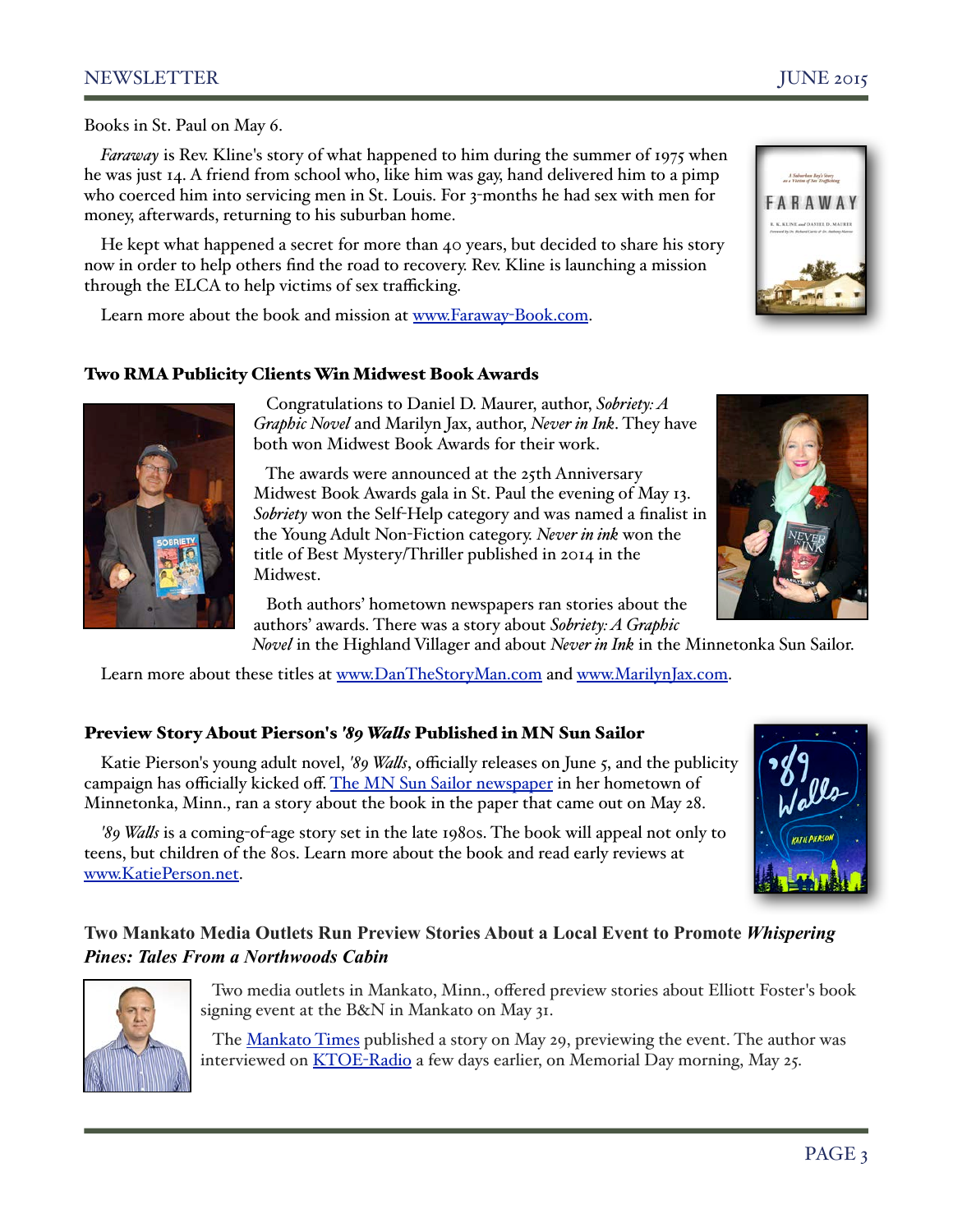Books in St. Paul on May 6.

*Faraway* is Rev. Kline's story of what happened to him during the summer of 1975 when he was just 14. A friend from school who, like him was gay, hand delivered him to a pimp who coerced him into servicing men in St. Louis. For 3-months he had sex with men for money, afterwards, returning to his suburban home.

He kept what happened a secret for more than 40 years, but decided to share his story now in order to help others find the road to recovery. Rev. Kline is launching a mission through the ELCA to help victims of sex trafficking.

Learn more about the book and mission at www.Faraway-Book.com.

### Two RMA Publicity Clients Win Midwest Book Awards

Congratulations to Daniel D. Maurer, author, *Sobriety: A Graphic Novel* and Marilyn Jax, author, *Never in Ink*. They have both won Midwest Book Awards for their work.

The awards were announced at the 25th Anniversary Midwest Book Awards gala in St. Paul the evening of May 13. *Sobriety* won the Self-Help category and was named a finalist in the Young Adult Non-Fiction category. *Never in ink* won the title of Best Mystery/Thriller published in 2014 in the Midwest.

Both authors' hometown newspapers ran stories about the authors' awards. There was a story about *Sobriety: A Graphic Novel* in the Highland Villager and about *Never in Ink* in the Minnetonka Sun Sailor.

Learn more about these titles at www.DanTheStoryMan.com and www.MarilynJax.com.

### Preview Story About Pierson's *'89 Walls* Published in MN Sun Sailor

Katie Pierson's young adult novel, *'89 Walls*, officially releases on June 5, and the publicity campaign has officially kicked off. The MN Sun Sailor newspaper in her hometown of Minnetonka, Minn., ran a story about the book in the paper that came out on May 28.

*'89 Walls* is a coming-of-age story set in the late 1980s. The book will appeal not only to teens, but children of the 80s. Learn more about the book and read early reviews at www.KatiePerson.net.

### Two Mankato Media Outlets Run Preview Stories About a Local Event to Promote *Whispering Pines: Tales From a Northwoods Cabin*

Two media outlets in Mankato, Minn., offered preview stories about Elliott Foster's book signing event at the B&N in Mankato on May 31.

The Mankato Times published a story on May 29, previewing the event. The author was interviewed on KTOE-Radio a few days earlier, on Memorial Day morning, May 25.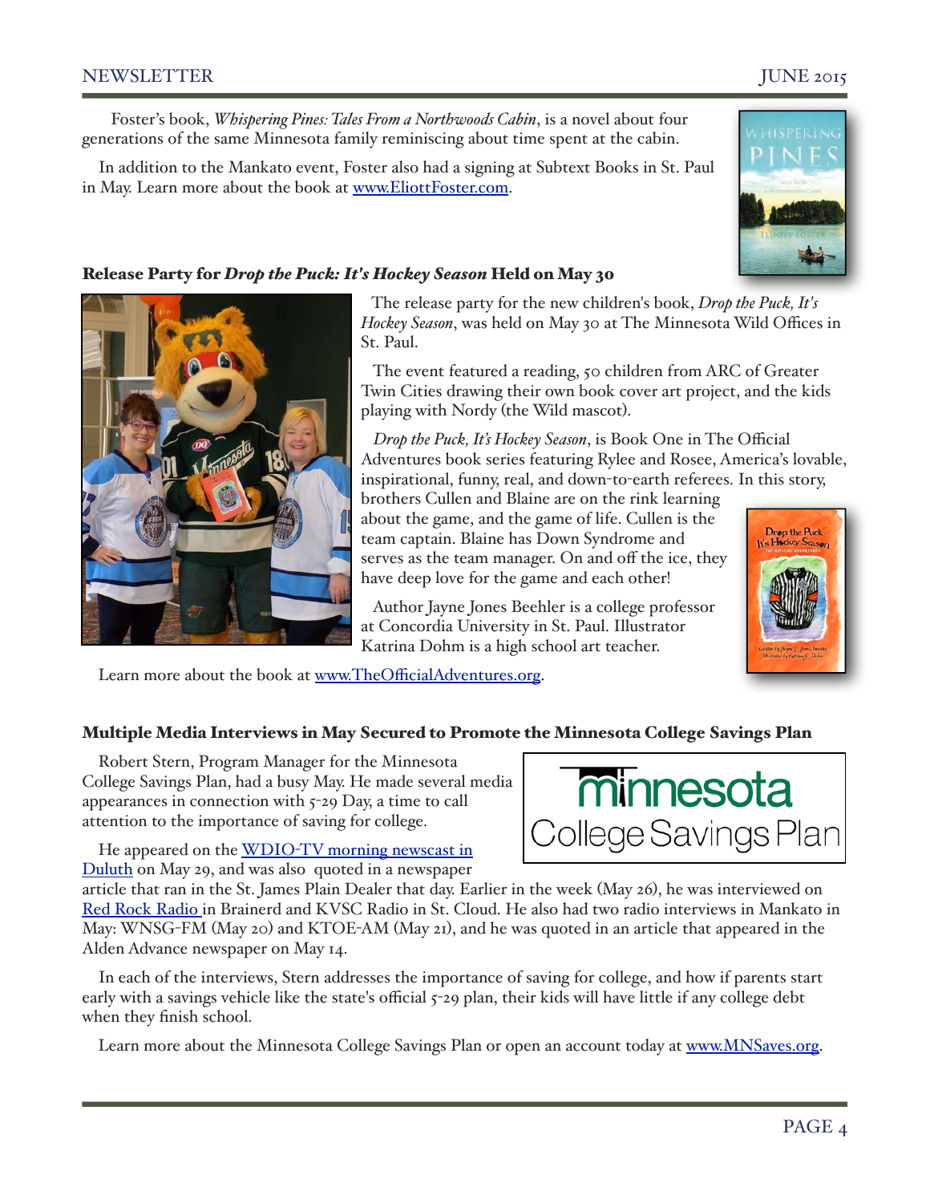Foster's book, *Whispering Pines: Tales From a Northwoods Cabin*, is a novel about four generations of the same Minnesota family reminiscing about time spent at the cabin.

In addition to the Mankato event, Foster also had a signing at Subtext Books in St. Paul in May. Learn more about the book at [www.EliottFoster.com](www.EliottFoster.com).

### Release Party for *Drop the Puck: It's Hockey Season* Held on May 30

The release party for the new children's book, *Drop the Puck, It's Hockey Season*, was held on May 30 at The Minnesota Wild Offices in St. Paul.

The event featured a reading, 50 children from ARC of Greater Twin Cities drawing their own book cover art project, and the kids playing with Nordy (the Wild mascot).

*Drop the Puck, It's Hockey Season*, is Book One in The Official Adventures book series featuring Rylee and Rosee, America's lovable, inspirational, funny, real, and down-to-earth referees. In this story, brothers Cullen and Blaine are on the rink learning about the game, and the game of life. Cullen is the team captain. Blaine has Down Syndrome and serves as the team manager. On and off the ice, they have deep love for the game and each other!

Author Jayne Jones Beehler is a college professor at Concordia University in St. Paul. Illustrator Katrina Dohm is a high school art teacher.

Learn more about the book at [www.TheOfficialAdventures.org](www.TheOfficialAdventures.org).

### Multiple Media Interviews in May Secured to Promote the Minnesota College Savings Plan

Robert Stern, Program Manager for the Minnesota College Savings Plan, had a busy May. He made several media appearances in connection with 5-29 Day, a time to call attention to the importance of saving for college.

He appeared on the WDIO-TV morning newscast in Duluth on May 29, and was also quoted in a newspaper article that ran in the St. James Plain Dealer that day. Earlier in the week (May 26), he was interviewed on Red Rock Radio in Brainerd and KVSC Radio in St. Cloud. He also had two radio interviews in Mankato in May: WNSG-FM (May 20) and KTOE-AM (May 21), and he was quoted in an article that appeared in the Alden Advance newspaper on May 14.

In each of the interviews, Stern addresses the importance of saving for college, and how if parents start early with a savings vehicle like the state's official 5-29 plan, their kids will have little if any college debt when they finish school.

Learn more about the Minnesota College Savings Plan or open an account today at [www.MNSaves.org](www.MNSaves.org).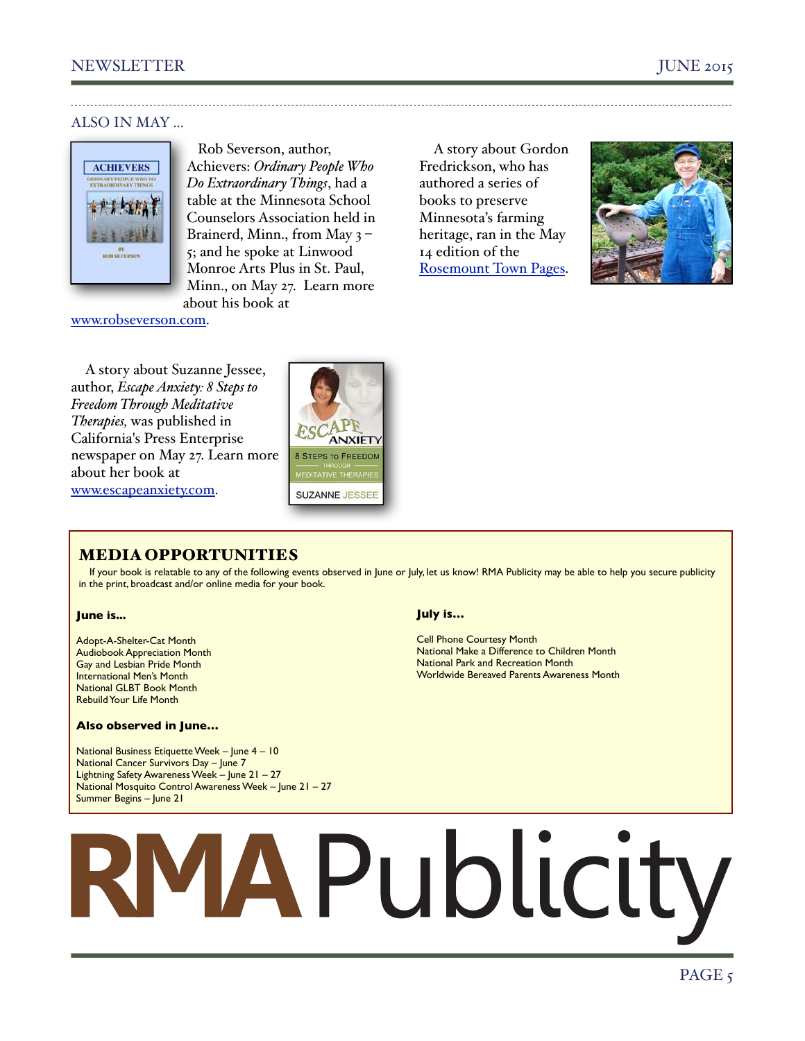## ALSO IN MAY …

Rob Severson, author, Achievers: *Ordinary People Who Do Extraordinary Things*, had a table at the Minnesota School Counselors Association held in Brainerd, Minn., from May 3 – 5; and he spoke at Linwood Monroe Arts Plus in St. Paul, Minn., on May 27. Learn more about his book at www.robseverson.com.

A story about Gordon Fredrickson, who has authored a series of books to preserve Minnesota's farming heritage, ran in the May 14 edition of the Rosemount Town Pages.

A story about Suzanne Jessee, author, *Escape Anxiety: 8 Steps to Freedom Through Meditative Therapies,* was published in California's Press Enterprise newspaper on May 27. Learn more about her book at www.escapeanxiety.com.

## MEDIA OPPORTUNITIES

If your book is relatable to any of the following events observed in June or July, let us know! RMA Publicity may be able to help you secure publicity in the print, broadcast and/or online media for your book.

**June is…**

Adopt-A-Shelter-Cat Month
Audiobook Appreciation Month
Gay and Lesbian Pride Month
International Men's Month
National GLBT Book Month
Rebuild Your Life Month

**Also observed in June…**

National Business Etiquette Week – June 4 – 10
National Cancer Survivors Day – June 7
Lightning Safety Awareness Week – June 21 – 27
National Mosquito Control Awareness Week – June 21 – 27
Summer Begins – June 21

**July is…**

Cell Phone Courtesy Month
National Make a Difference to Children Month
National Park and Recreation Month
Worldwide Bereaved Parents Awareness Month

RMA Publicity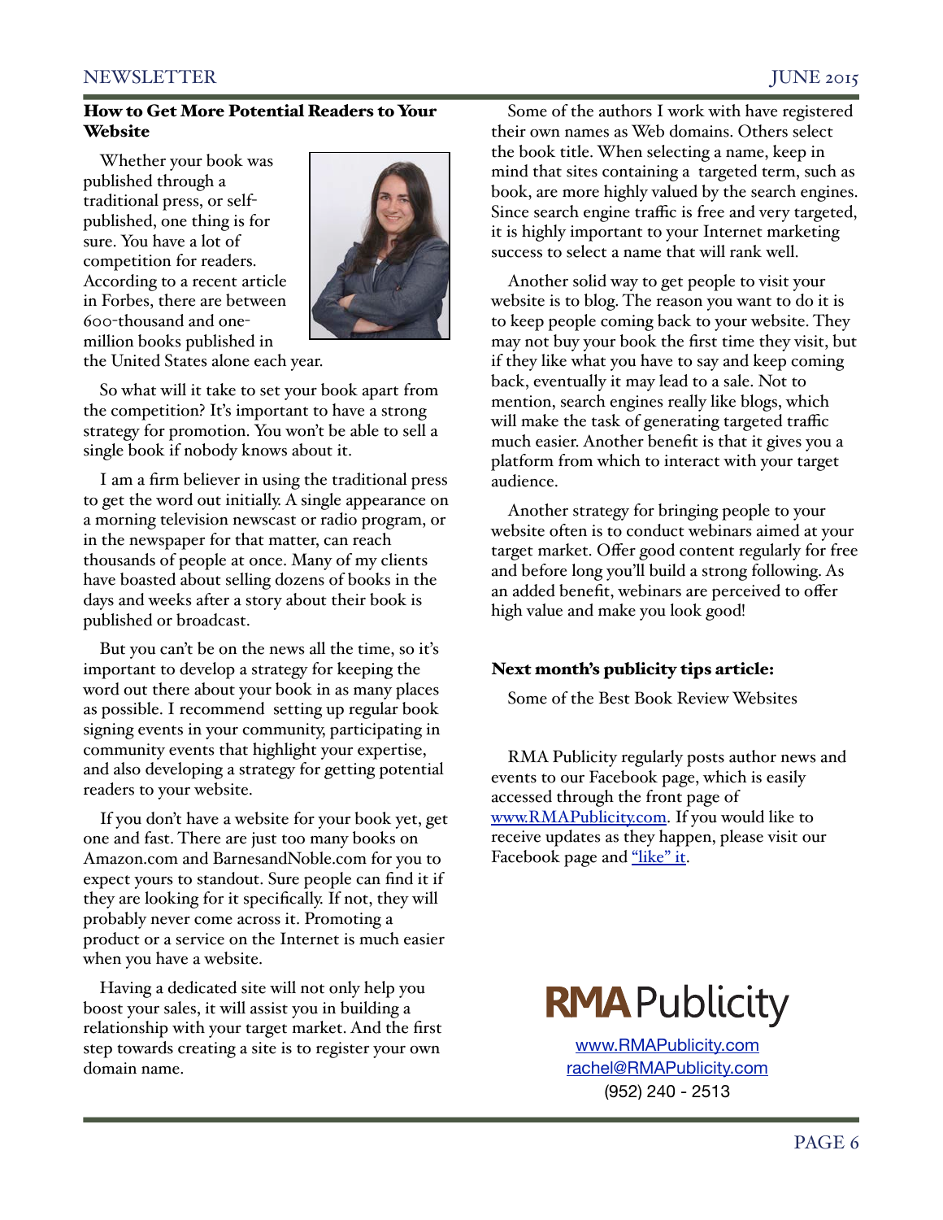## How to Get More Potential Readers to Your Website

Whether your book was published through a traditional press, or self-published, one thing is for sure. You have a lot of competition for readers. According to a recent article in Forbes, there are between 600-thousand and one-million books published in the United States alone each year.

So what will it take to set your book apart from the competition? It's important to have a strong strategy for promotion. You won't be able to sell a single book if nobody knows about it.

I am a firm believer in using the traditional press to get the word out initially. A single appearance on a morning television newscast or radio program, or in the newspaper for that matter, can reach thousands of people at once. Many of my clients have boasted about selling dozens of books in the days and weeks after a story about their book is published or broadcast.

But you can't be on the news all the time, so it's important to develop a strategy for keeping the word out there about your book in as many places as possible. I recommend setting up regular book signing events in your community, participating in community events that highlight your expertise, and also developing a strategy for getting potential readers to your website.

If you don't have a website for your book yet, get one and fast. There are just too many books on Amazon.com and BarnesandNoble.com for you to expect yours to standout. Sure people can find it if they are looking for it specifically. If not, they will probably never come across it. Promoting a product or a service on the Internet is much easier when you have a website.

Having a dedicated site will not only help you boost your sales, it will assist you in building a relationship with your target market. And the first step towards creating a site is to register your own domain name.

Some of the authors I work with have registered their own names as Web domains. Others select the book title. When selecting a name, keep in mind that sites containing a targeted term, such as book, are more highly valued by the search engines. Since search engine traffic is free and very targeted, it is highly important to your Internet marketing success to select a name that will rank well.

Another solid way to get people to visit your website is to blog. The reason you want to do it is to keep people coming back to your website. They may not buy your book the first time they visit, but if they like what you have to say and keep coming back, eventually it may lead to a sale. Not to mention, search engines really like blogs, which will make the task of generating targeted traffic much easier. Another benefit is that it gives you a platform from which to interact with your target audience.

Another strategy for bringing people to your website often is to conduct webinars aimed at your target market. Offer good content regularly for free and before long you'll build a strong following. As an added benefit, webinars are perceived to offer high value and make you look good!

### Next month's publicity tips article:

Some of the Best Book Review Websites

RMA Publicity regularly posts author news and events to our Facebook page, which is easily accessed through the front page of www.RMAPublicity.com. If you would like to receive updates as they happen, please visit our Facebook page and "like" it.

**RMA** Publicity

www.RMAPublicity.com
rachel@RMAPublicity.com
(952) 240 - 2513